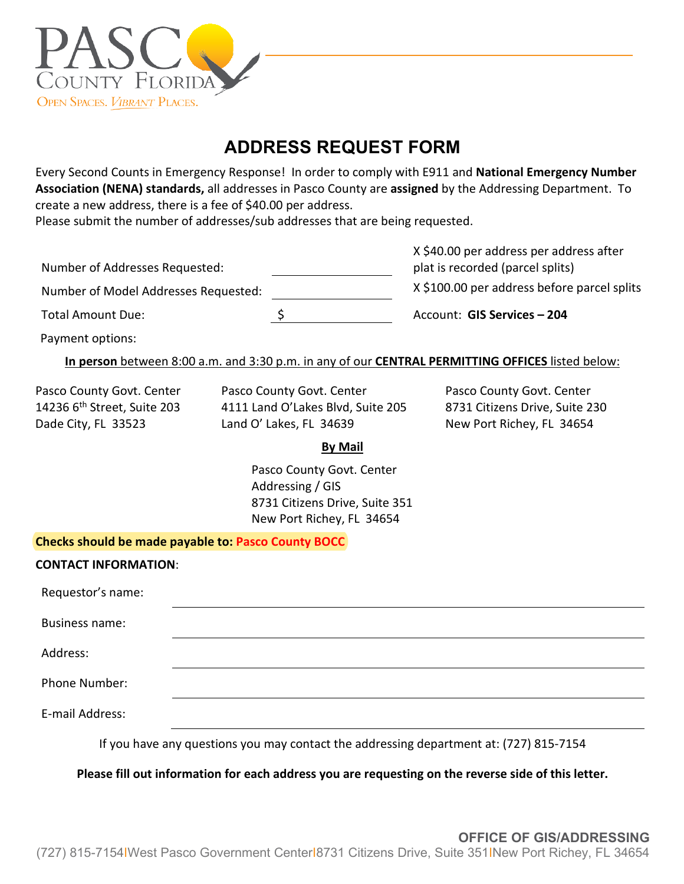PASCO COUNTY FLORIDA
OPEN SPACES. VIBRANT PLACES.

# ADDRESS REQUEST FORM

Every Second Counts in Emergency Response! In order to comply with E911 and **National Emergency Number Association (NENA) standards,** all addresses in Pasco County are **assigned** by the Addressing Department. To create a new address, there is a fee of $40.00 per address.
Please submit the number of addresses/sub addresses that are being requested.

| | | |
|---|---|---|
| Number of Addresses Requested: | ________ | X $40.00 per address per address after plat is recorded (parcel splits) |
| Number of Model Addresses Requested: | ________ | X $100.00 per address before parcel splits |
| Total Amount Due: | $ ________ | Account: **GIS Services – 204** |

Payment options:

**In person** between 8:00 a.m. and 3:30 p.m. in any of our **CENTRAL PERMITTING OFFICES** listed below:

Pasco County Govt. Center
14236 6th Street, Suite 203
Dade City, FL 33523

Pasco County Govt. Center
4111 Land O'Lakes Blvd, Suite 205
Land O' Lakes, FL 34639

Pasco County Govt. Center
8731 Citizens Drive, Suite 230
New Port Richey, FL 34654

**By Mail**

Pasco County Govt. Center
Addressing / GIS
8731 Citizens Drive, Suite 351
New Port Richey, FL 34654

**Checks should be made payable to: Pasco County BOCC**

**CONTACT INFORMATION**:

Requestor's name: ______________________________

Business name: ______________________________

Address: ______________________________

Phone Number: ______________________________

E-mail Address: ______________________________

If you have any questions you may contact the addressing department at: (727) 815-7154

**Please fill out information for each address you are requesting on the reverse side of this letter.**

**OFFICE OF GIS/ADDRESSING**
(727) 815-7154 | West Pasco Government Center | 8731 Citizens Drive, Suite 351 | New Port Richey, FL 34654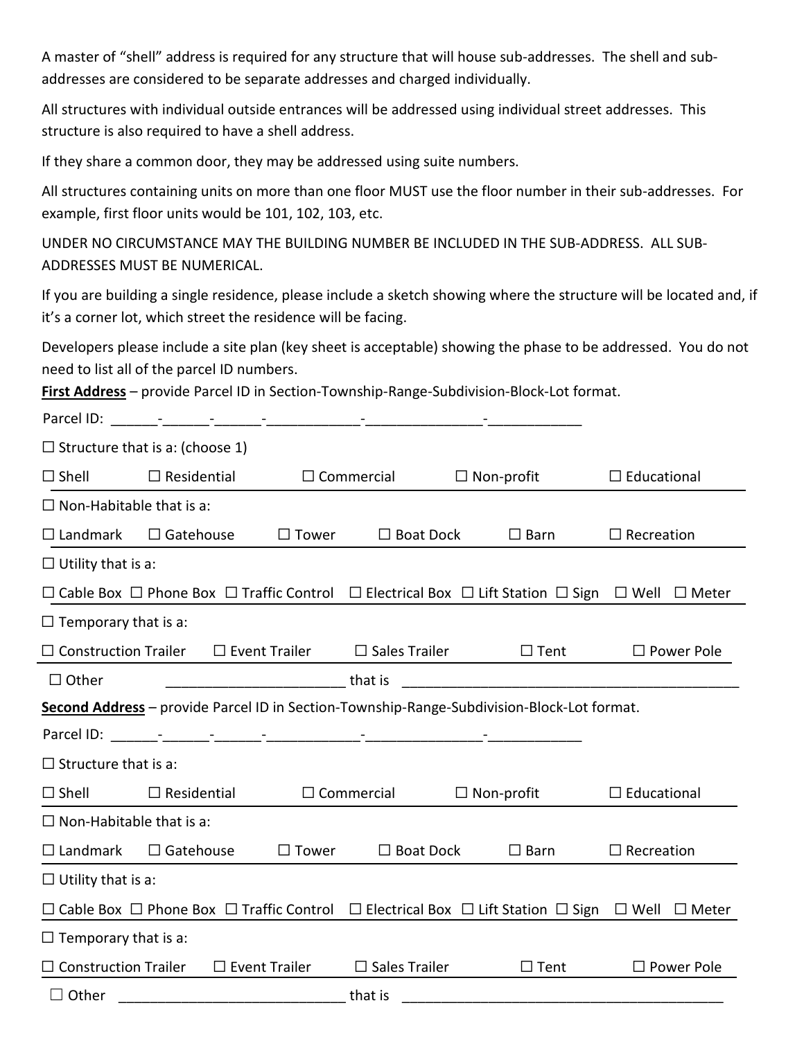A master of "shell" address is required for any structure that will house sub-addresses. The shell and sub-addresses are considered to be separate addresses and charged individually.

All structures with individual outside entrances will be addressed using individual street addresses. This structure is also required to have a shell address.

If they share a common door, they may be addressed using suite numbers.

All structures containing units on more than one floor MUST use the floor number in their sub-addresses. For example, first floor units would be 101, 102, 103, etc.

UNDER NO CIRCUMSTANCE MAY THE BUILDING NUMBER BE INCLUDED IN THE SUB-ADDRESS. ALL SUB-ADDRESSES MUST BE NUMERICAL.

If you are building a single residence, please include a sketch showing where the structure will be located and, if it's a corner lot, which street the residence will be facing.

Developers please include a site plan (key sheet is acceptable) showing the phase to be addressed. You do not need to list all of the parcel ID numbers.

**First Address** – provide Parcel ID in Section-Township-Range-Subdivision-Block-Lot format.

Parcel ID: ______-______-______-____________-_______________-____________

☐ Structure that is a: (choose 1)

☐ Shell ☐ Residential ☐ Commercial ☐ Non-profit ☐ Educational

☐ Non-Habitable that is a:

☐ Landmark ☐ Gatehouse ☐ Tower ☐ Boat Dock ☐ Barn ☐ Recreation

☐ Utility that is a:

☐ Cable Box ☐ Phone Box ☐ Traffic Control ☐ Electrical Box ☐ Lift Station ☐ Sign ☐ Well ☐ Meter

☐ Temporary that is a:

☐ Construction Trailer ☐ Event Trailer ☐ Sales Trailer ☐ Tent ☐ Power Pole

☐ Other _______________________ that is ___________________________________________

**Second Address** – provide Parcel ID in Section-Township-Range-Subdivision-Block-Lot format.

Parcel ID: ______-______-______-____________-_______________-____________

☐ Structure that is a:

☐ Shell ☐ Residential ☐ Commercial ☐ Non-profit ☐ Educational

☐ Non-Habitable that is a:

☐ Landmark ☐ Gatehouse ☐ Tower ☐ Boat Dock ☐ Barn ☐ Recreation

☐ Utility that is a:

☐ Cable Box ☐ Phone Box ☐ Traffic Control ☐ Electrical Box ☐ Lift Station ☐ Sign ☐ Well ☐ Meter

☐ Temporary that is a:

☐ Construction Trailer ☐ Event Trailer ☐ Sales Trailer ☐ Tent ☐ Power Pole

☐ Other _____________________________ that is ___________________________________________